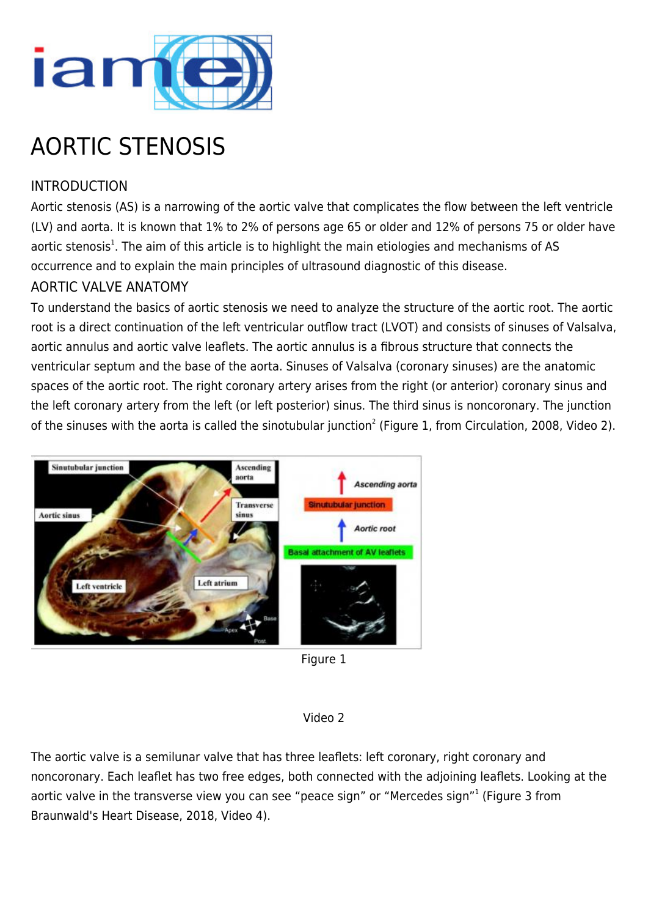# AORTIC STENOSIS

## INTRODUCTION

Aortic stenosis (AS) is a narrowing of the aortic valve that complicates the flow between the left ventricle (LV) and aorta. It is known that 1% to 2% of persons age 65 or older and 12% of persons 75 or older have aortic stenosis[1]. The aim of this article is to highlight the main etiologies and mechanisms of AS occurrence and to explain the main principles of ultrasound diagnostic of this disease.

## AORTIC VALVE ANATOMY

To understand the basics of aortic stenosis we need to analyze the structure of the aortic root. The aortic root is a direct continuation of the left ventricular outflow tract (LVOT) and consists of sinuses of Valsalva, aortic annulus and aortic valve leaflets. The aortic annulus is a fibrous structure that connects the ventricular septum and the base of the aorta. Sinuses of Valsalva (coronary sinuses) are the anatomic spaces of the aortic root. The right coronary artery arises from the right (or anterior) coronary sinus and the left coronary artery from the left (or left posterior) sinus. The third sinus is noncoronary. The junction of the sinuses with the aorta is called the sinotubular junction[2] (Figure 1, from Circulation, 2008, Video 2).

Figure 1

Video 2

The aortic valve is a semilunar valve that has three leaflets: left coronary, right coronary and noncoronary. Each leaflet has two free edges, both connected with the adjoining leaflets. Looking at the aortic valve in the transverse view you can see "peace sign" or "Mercedes sign"[1] (Figure 3 from Braunwald's Heart Disease, 2018, Video 4).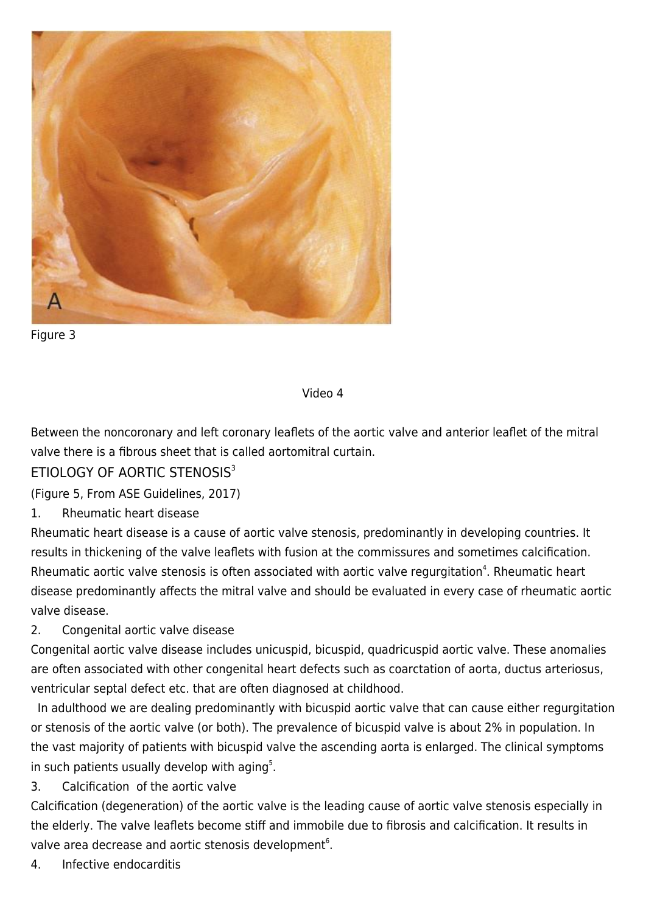Figure 3

Video 4

Between the noncoronary and left coronary leaflets of the aortic valve and anterior leaflet of the mitral valve there is a fibrous sheet that is called aortomitral curtain.

## ETIOLOGY OF AORTIC STENOSIS[3]

(Figure 5, From ASE Guidelines, 2017)

1. Rheumatic heart disease

Rheumatic heart disease is a cause of aortic valve stenosis, predominantly in developing countries. It results in thickening of the valve leaflets with fusion at the commissures and sometimes calcification. Rheumatic aortic valve stenosis is often associated with aortic valve regurgitation[4]. Rheumatic heart disease predominantly affects the mitral valve and should be evaluated in every case of rheumatic aortic valve disease.

2. Congenital aortic valve disease

Congenital aortic valve disease includes unicuspid, bicuspid, quadricuspid aortic valve. These anomalies are often associated with other congenital heart defects such as coarctation of aorta, ductus arteriosus, ventricular septal defect etc. that are often diagnosed at childhood.

In adulthood we are dealing predominantly with bicuspid aortic valve that can cause either regurgitation or stenosis of the aortic valve (or both). The prevalence of bicuspid valve is about 2% in population. In the vast majority of patients with bicuspid valve the ascending aorta is enlarged. The clinical symptoms in such patients usually develop with aging[5].

3. Calcification of the aortic valve

Calcification (degeneration) of the aortic valve is the leading cause of aortic valve stenosis especially in the elderly. The valve leaflets become stiff and immobile due to fibrosis and calcification. It results in valve area decrease and aortic stenosis development[6].

4. Infective endocarditis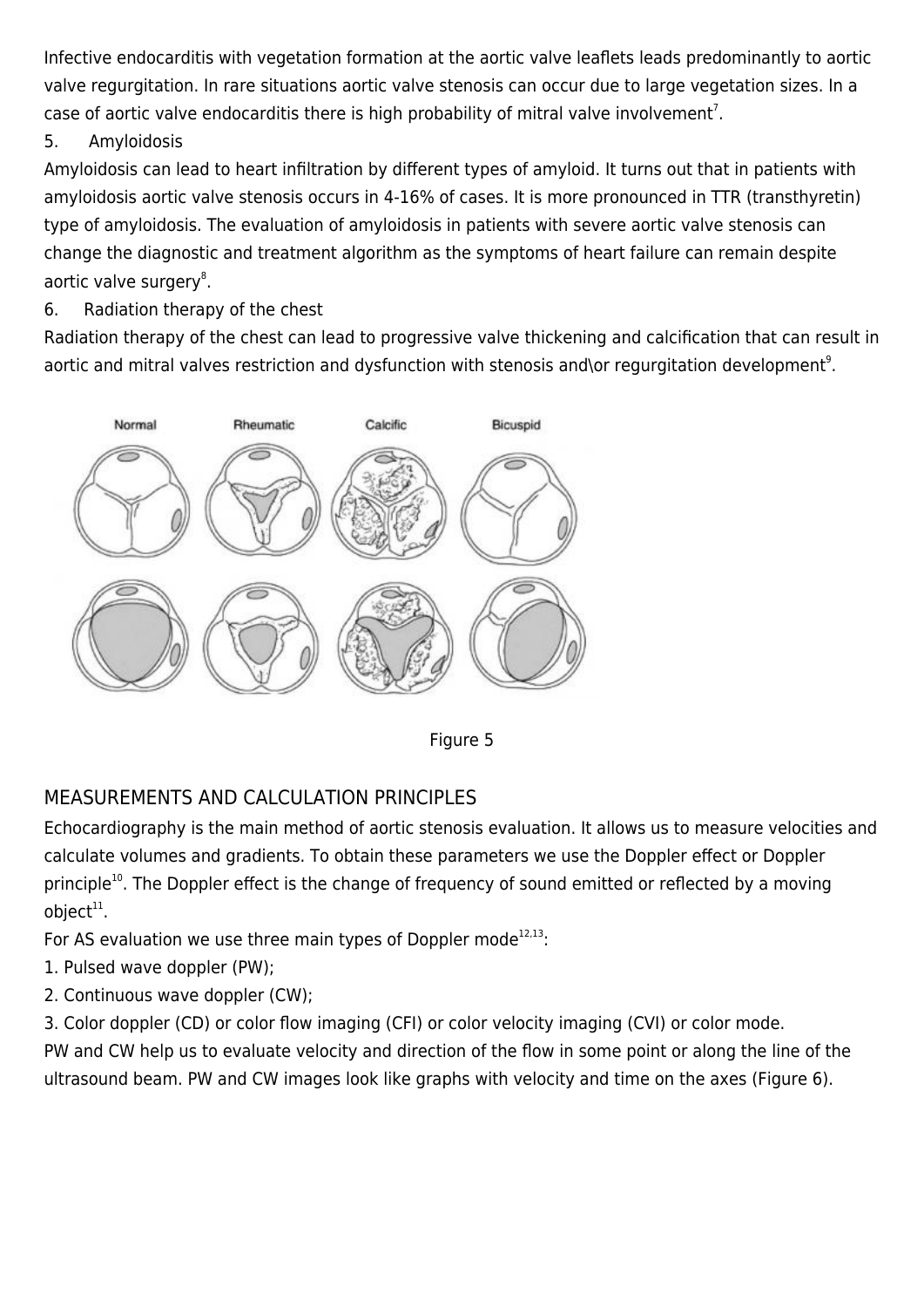Infective endocarditis with vegetation formation at the aortic valve leaflets leads predominantly to aortic valve regurgitation. In rare situations aortic valve stenosis can occur due to large vegetation sizes. In a case of aortic valve endocarditis there is high probability of mitral valve involvement[7].

5. Amyloidosis

Amyloidosis can lead to heart infiltration by different types of amyloid. It turns out that in patients with amyloidosis aortic valve stenosis occurs in 4-16% of cases. It is more pronounced in TTR (transthyretin) type of amyloidosis. The evaluation of amyloidosis in patients with severe aortic valve stenosis can change the diagnostic and treatment algorithm as the symptoms of heart failure can remain despite aortic valve surgery[8].

6. Radiation therapy of the chest

Radiation therapy of the chest can lead to progressive valve thickening and calcification that can result in aortic and mitral valves restriction and dysfunction with stenosis and\or regurgitation development[9].

Normal Rheumatic Calcific Bicuspid

Figure 5

## MEASUREMENTS AND CALCULATION PRINCIPLES

Echocardiography is the main method of aortic stenosis evaluation. It allows us to measure velocities and calculate volumes and gradients. To obtain these parameters we use the Doppler effect or Doppler principle[10]. The Doppler effect is the change of frequency of sound emitted or reflected by a moving object[11].

For AS evaluation we use three main types of Doppler mode[12,13]:

1. Pulsed wave doppler (PW);
2. Continuous wave doppler (CW);
3. Color doppler (CD) or color flow imaging (CFI) or color velocity imaging (CVI) or color mode.

PW and CW help us to evaluate velocity and direction of the flow in some point or along the line of the ultrasound beam. PW and CW images look like graphs with velocity and time on the axes (Figure 6).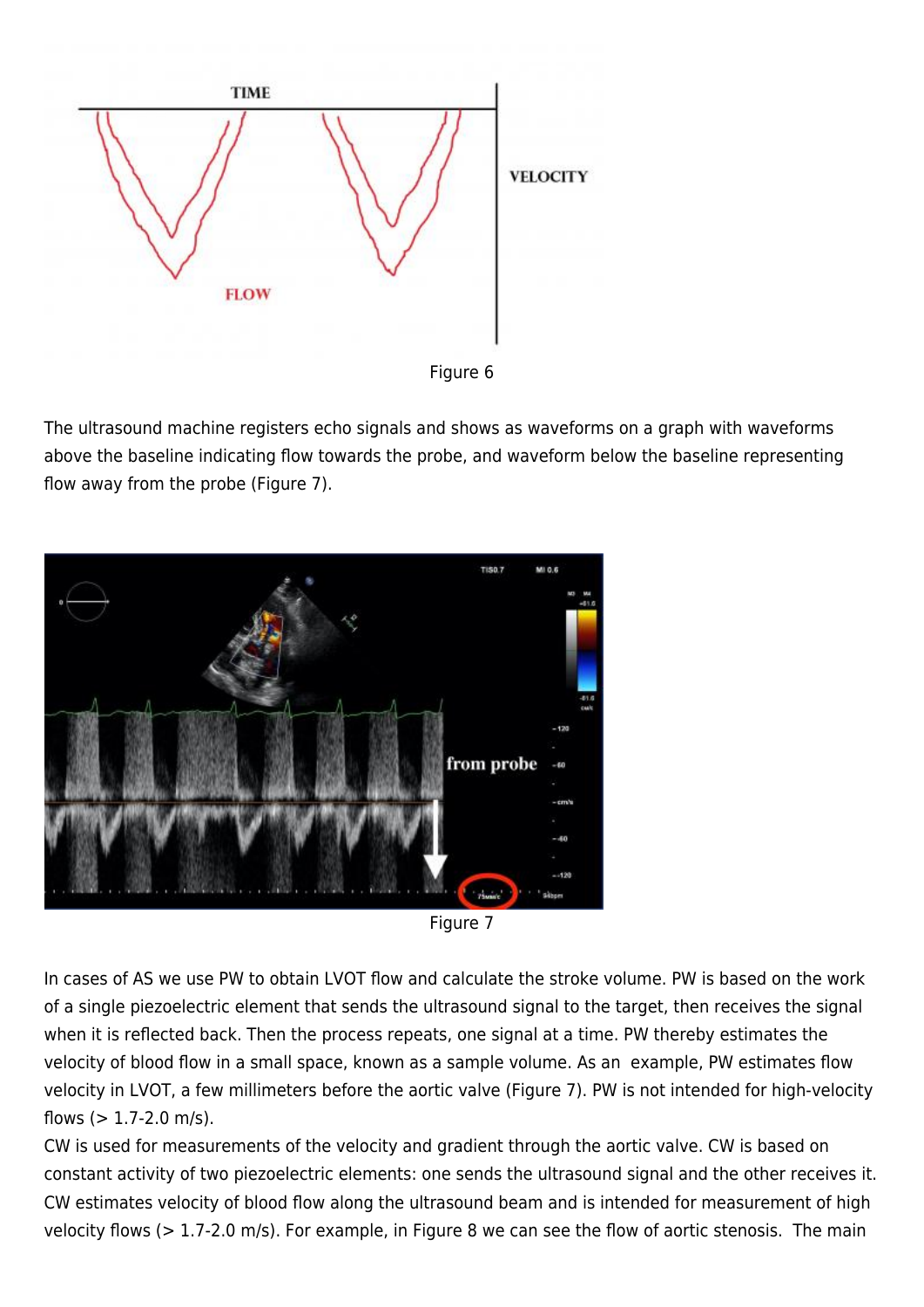Figure 6

The ultrasound machine registers echo signals and shows as waveforms on a graph with waveforms above the baseline indicating flow towards the probe, and waveform below the baseline representing flow away from the probe (Figure 7).

Figure 7

In cases of AS we use PW to obtain LVOT flow and calculate the stroke volume. PW is based on the work of a single piezoelectric element that sends the ultrasound signal to the target, then receives the signal when it is reflected back. Then the process repeats, one signal at a time. PW thereby estimates the velocity of blood flow in a small space, known as a sample volume. As an example, PW estimates flow velocity in LVOT, a few millimeters before the aortic valve (Figure 7). PW is not intended for high-velocity flows (> 1.7-2.0 m/s).

CW is used for measurements of the velocity and gradient through the aortic valve. CW is based on constant activity of two piezoelectric elements: one sends the ultrasound signal and the other receives it. CW estimates velocity of blood flow along the ultrasound beam and is intended for measurement of high velocity flows (> 1.7-2.0 m/s). For example, in Figure 8 we can see the flow of aortic stenosis. The main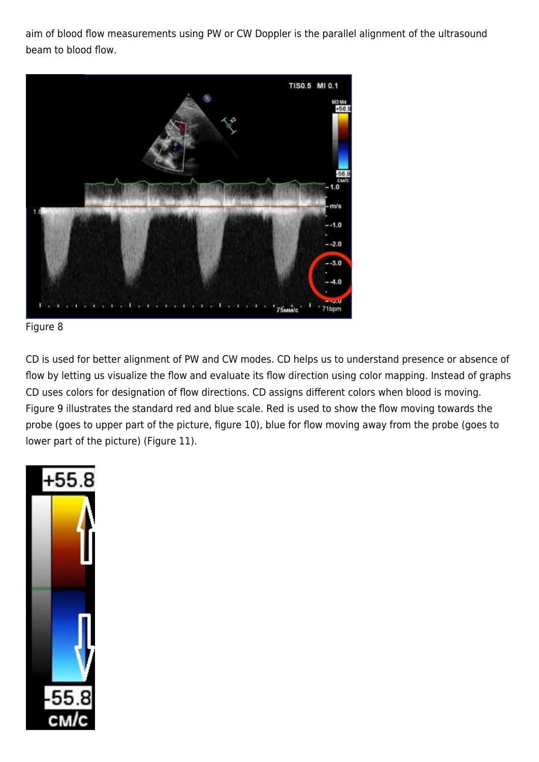aim of blood flow measurements using PW or CW Doppler is the parallel alignment of the ultrasound beam to blood flow.

Figure 8

CD is used for better alignment of PW and CW modes. CD helps us to understand presence or absence of flow by letting us visualize the flow and evaluate its flow direction using color mapping. Instead of graphs CD uses colors for designation of flow directions. CD assigns different colors when blood is moving. Figure 9 illustrates the standard red and blue scale. Red is used to show the flow moving towards the probe (goes to upper part of the picture, figure 10), blue for flow moving away from the probe (goes to lower part of the picture) (Figure 11).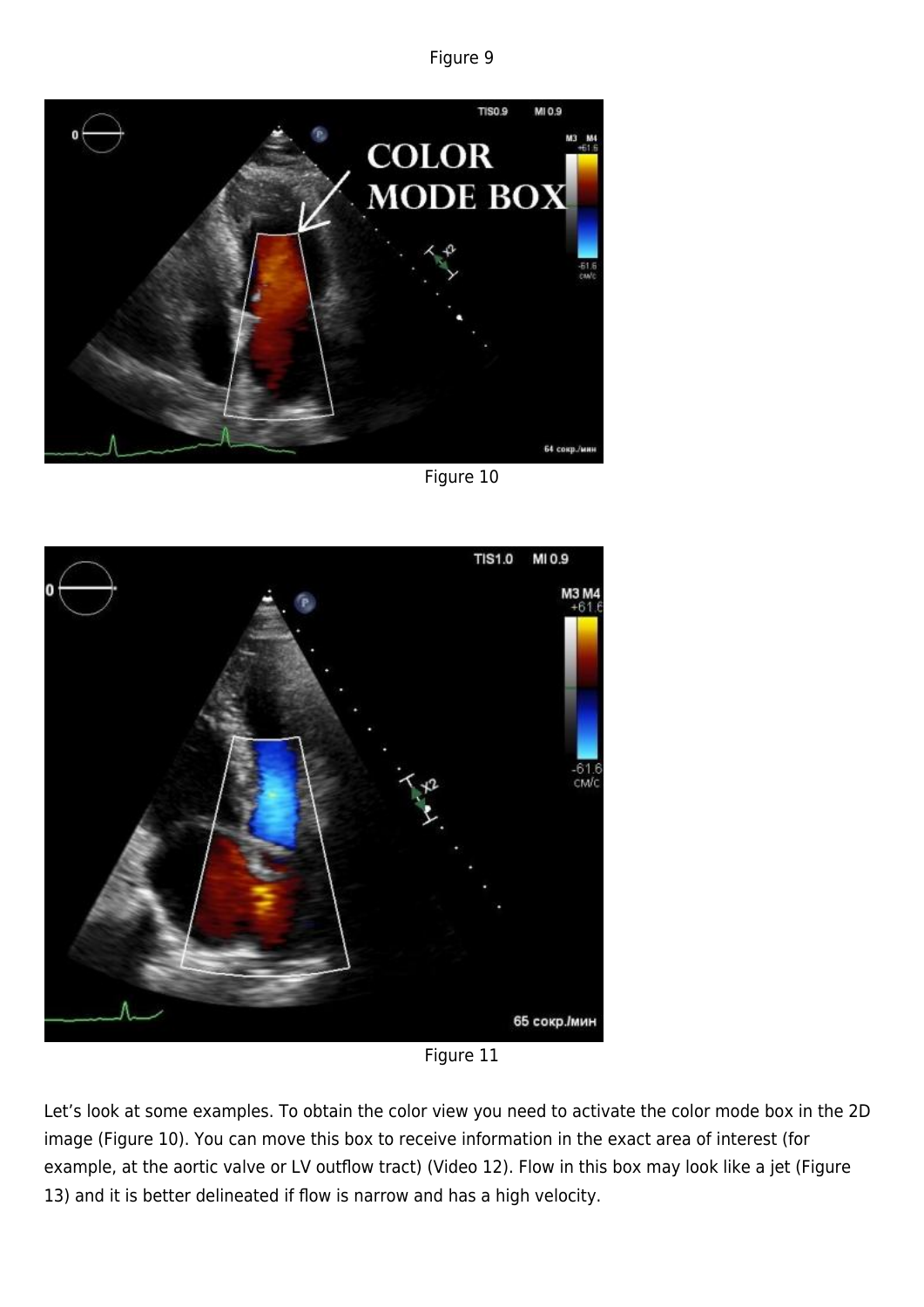Figure 9

Figure 10

Figure 11

Let’s look at some examples. To obtain the color view you need to activate the color mode box in the 2D image (Figure 10). You can move this box to receive information in the exact area of interest (for example, at the aortic valve or LV outflow tract) (Video 12). Flow in this box may look like a jet (Figure 13) and it is better delineated if flow is narrow and has a high velocity.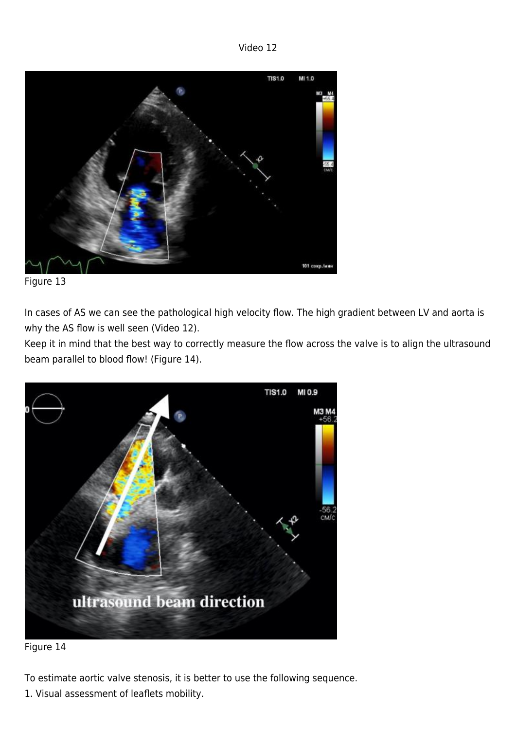Video 12

Figure 13

In cases of AS we can see the pathological high velocity flow. The high gradient between LV and aorta is why the AS flow is well seen (Video 12).
Keep it in mind that the best way to correctly measure the flow across the valve is to align the ultrasound beam parallel to blood flow! (Figure 14).

Figure 14

To estimate aortic valve stenosis, it is better to use the following sequence.
1. Visual assessment of leaflets mobility.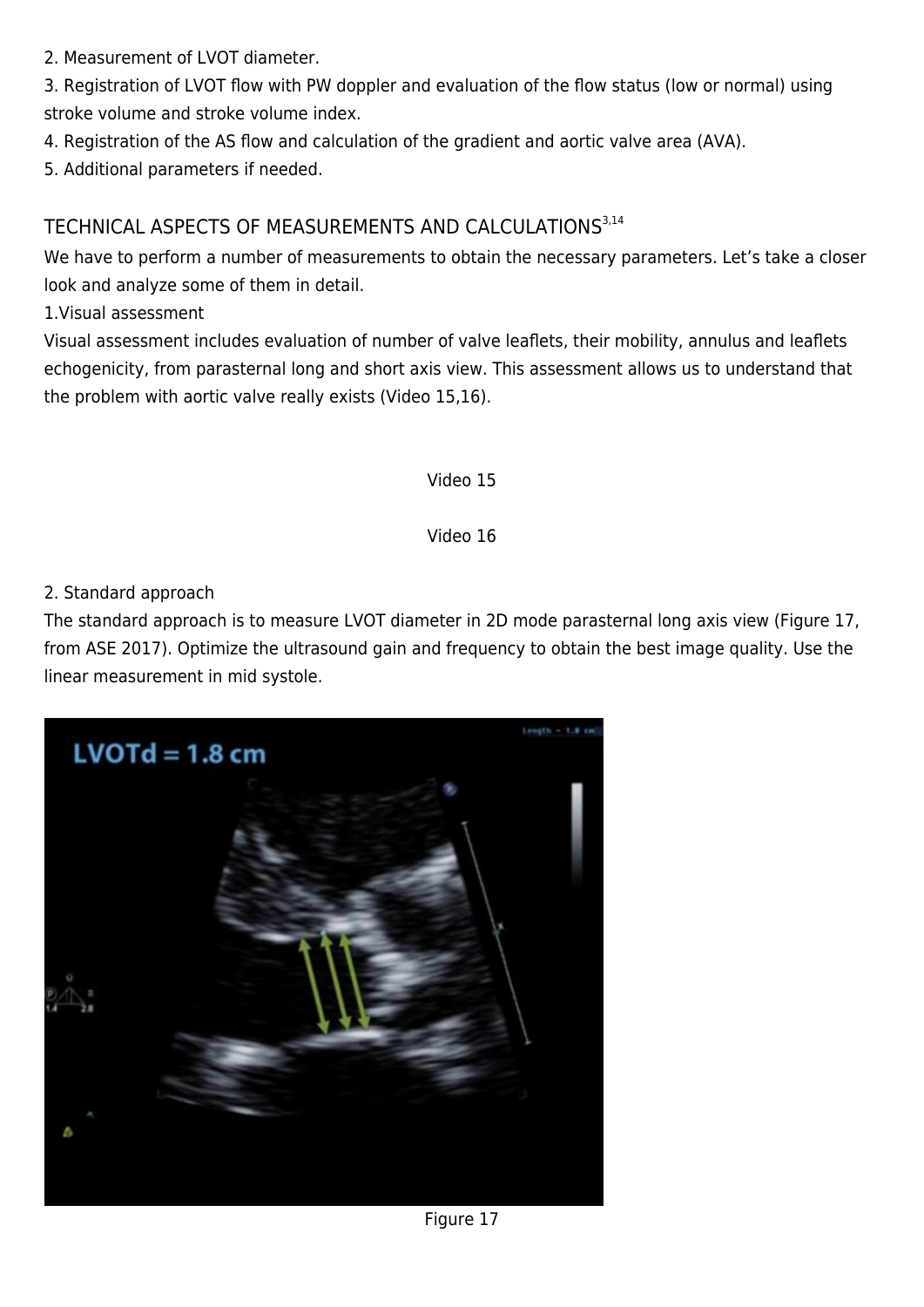2. Measurement of LVOT diameter.

3. Registration of LVOT flow with PW doppler and evaluation of the flow status (low or normal) using stroke volume and stroke volume index.

4. Registration of the AS flow and calculation of the gradient and aortic valve area (AVA).

5. Additional parameters if needed.

## TECHNICAL ASPECTS OF MEASUREMENTS AND CALCULATIONS[3,14]

We have to perform a number of measurements to obtain the necessary parameters. Let's take a closer look and analyze some of them in detail.

1.Visual assessment

Visual assessment includes evaluation of number of valve leaflets, their mobility, annulus and leaflets echogenicity, from parasternal long and short axis view. This assessment allows us to understand that the problem with aortic valve really exists (Video 15,16).

Video 15

Video 16

2. Standard approach

The standard approach is to measure LVOT diameter in 2D mode parasternal long axis view (Figure 17, from ASE 2017). Optimize the ultrasound gain and frequency to obtain the best image quality. Use the linear measurement in mid systole.

Figure 17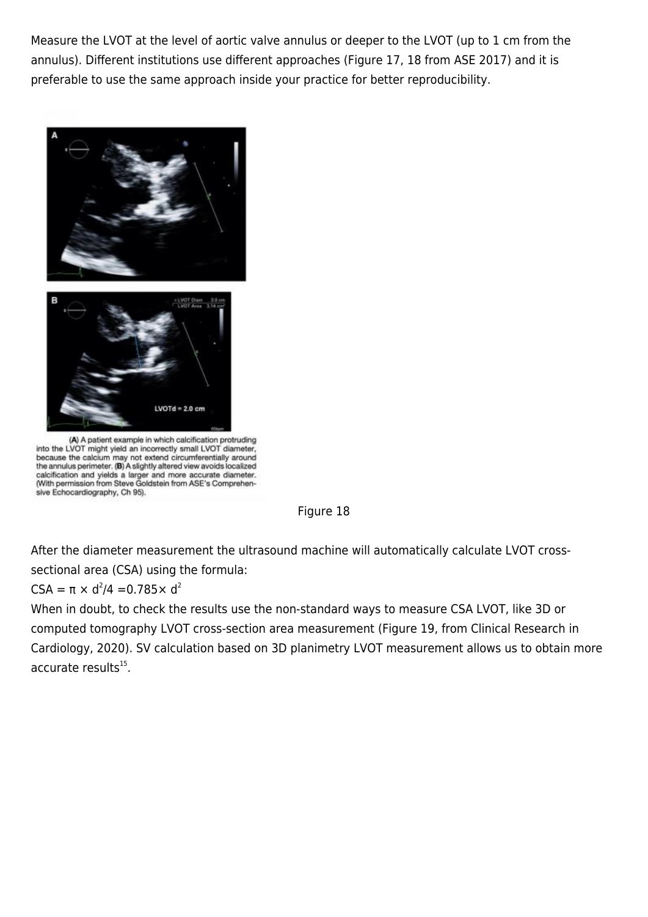Measure the LVOT at the level of aortic valve annulus or deeper to the LVOT (up to 1 cm from the annulus). Different institutions use different approaches (Figure 17, 18 from ASE 2017) and it is preferable to use the same approach inside your practice for better reproducibility.

(A) A patient example in which calcification protruding into the LVOT might yield an incorrectly small LVOT diameter, because the calcium may not extend circumferentially around the annulus perimeter. (B) A slightly altered view avoids localized calcification and yields a larger and more accurate diameter. (With permission from Steve Goldstein from ASE's Comprehensive Echocardiography, Ch 95).

Figure 18

After the diameter measurement the ultrasound machine will automatically calculate LVOT cross-sectional area (CSA) using the formula:

$CSA = \pi \times d^2/4 = 0.785 \times d^2$

When in doubt, to check the results use the non-standard ways to measure CSA LVOT, like 3D or computed tomography LVOT cross-section area measurement (Figure 19, from Clinical Research in Cardiology, 2020). SV calculation based on 3D planimetry LVOT measurement allows us to obtain more accurate results[15].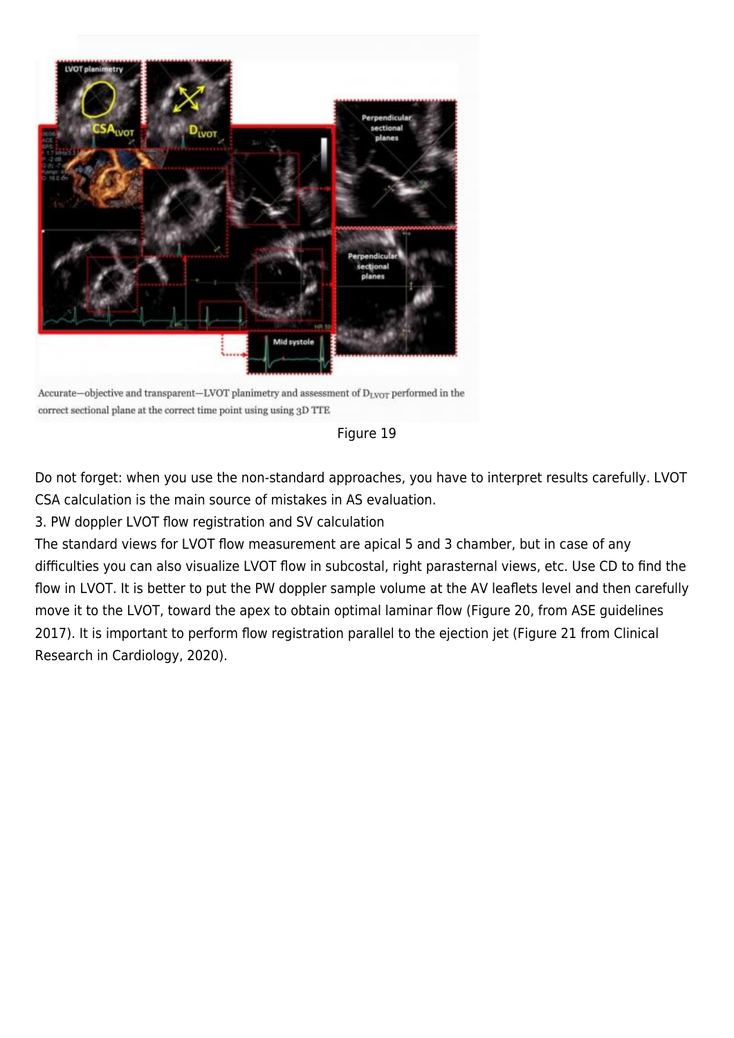Accurate—objective and transparent—LVOT planimetry and assessment of $D_{LVOT}$ performed in the correct sectional plane at the correct time point using using 3D TTE

Figure 19

Do not forget: when you use the non-standard approaches, you have to interpret results carefully. LVOT CSA calculation is the main source of mistakes in AS evaluation.

3. PW doppler LVOT flow registration and SV calculation

The standard views for LVOT flow measurement are apical 5 and 3 chamber, but in case of any difficulties you can also visualize LVOT flow in subcostal, right parasternal views, etc. Use CD to find the flow in LVOT. It is better to put the PW doppler sample volume at the AV leaflets level and then carefully move it to the LVOT, toward the apex to obtain optimal laminar flow (Figure 20, from ASE guidelines 2017). It is important to perform flow registration parallel to the ejection jet (Figure 21 from Clinical Research in Cardiology, 2020).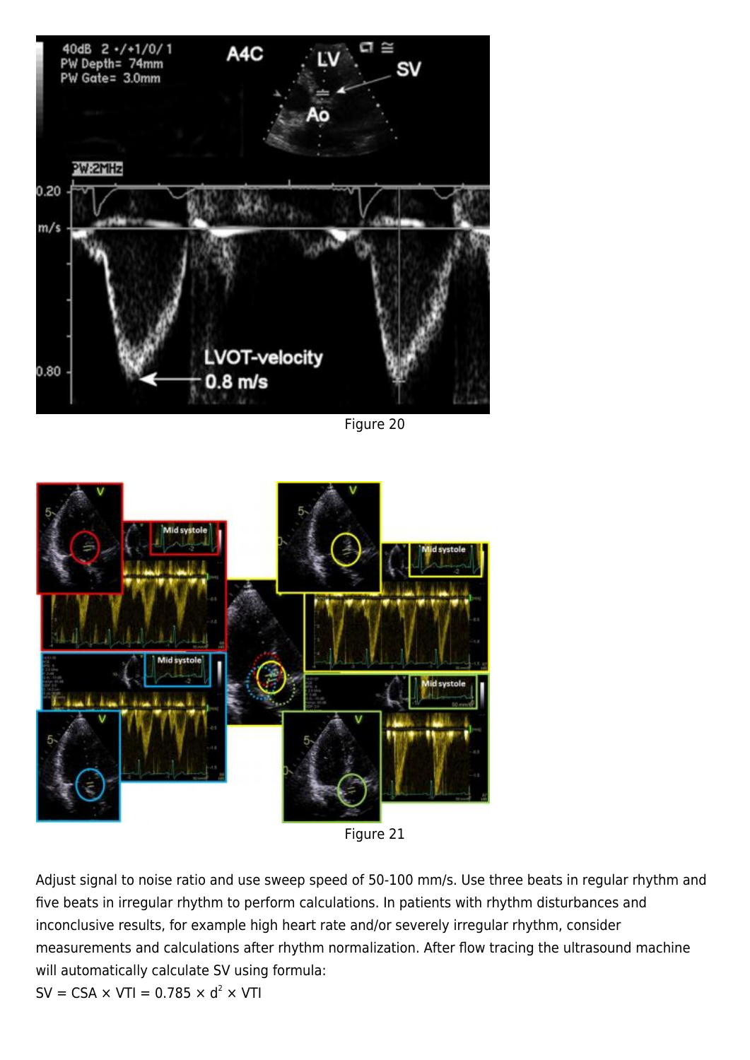Figure 20

Figure 21

Adjust signal to noise ratio and use sweep speed of 50-100 mm/s. Use three beats in regular rhythm and five beats in irregular rhythm to perform calculations. In patients with rhythm disturbances and inconclusive results, for example high heart rate and/or severely irregular rhythm, consider measurements and calculations after rhythm normalization. After flow tracing the ultrasound machine will automatically calculate SV using formula:

$SV = CSA \times VTI = 0.785 \times d^2 \times VTI$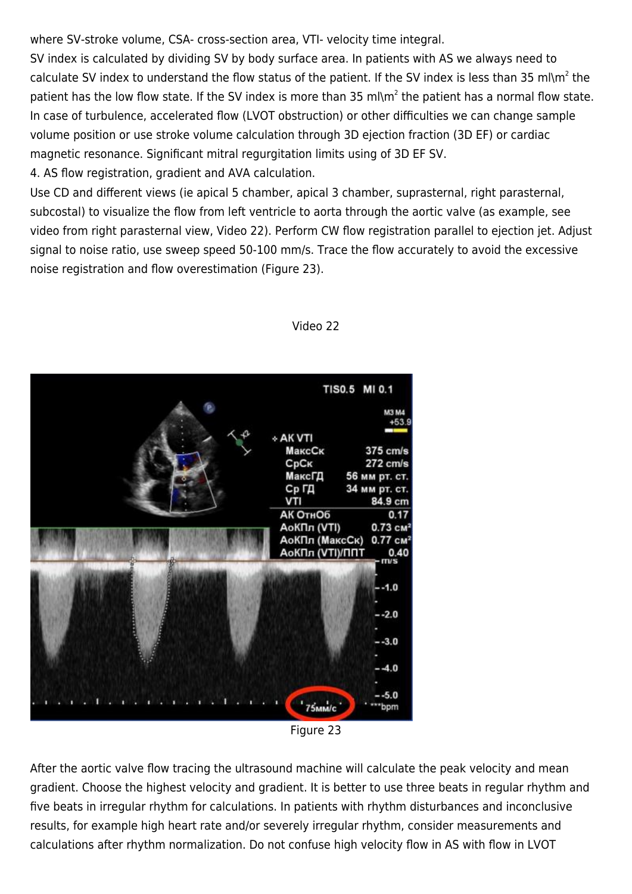where SV-stroke volume, CSA- cross-section area, VTI- velocity time integral.

SV index is calculated by dividing SV by body surface area. In patients with AS we always need to calculate SV index to understand the flow status of the patient. If the SV index is less than 35 ml\m$^2$ the patient has the low flow state. If the SV index is more than 35 ml\m$^2$ the patient has a normal flow state. In case of turbulence, accelerated flow (LVOT obstruction) or other difficulties we can change sample volume position or use stroke volume calculation through 3D ejection fraction (3D EF) or cardiac magnetic resonance. Significant mitral regurgitation limits using of 3D EF SV.

4. AS flow registration, gradient and AVA calculation.

Use CD and different views (ie apical 5 chamber, apical 3 chamber, suprasternal, right parasternal, subcostal) to visualize the flow from left ventricle to aorta through the aortic valve (as example, see video from right parasternal view, Video 22). Perform CW flow registration parallel to ejection jet. Adjust signal to noise ratio, use sweep speed 50-100 mm/s. Trace the flow accurately to avoid the excessive noise registration and flow overestimation (Figure 23).

Video 22

Figure 23

After the aortic valve flow tracing the ultrasound machine will calculate the peak velocity and mean gradient. Choose the highest velocity and gradient. It is better to use three beats in regular rhythm and five beats in irregular rhythm for calculations. In patients with rhythm disturbances and inconclusive results, for example high heart rate and/or severely irregular rhythm, consider measurements and calculations after rhythm normalization. Do not confuse high velocity flow in AS with flow in LVOT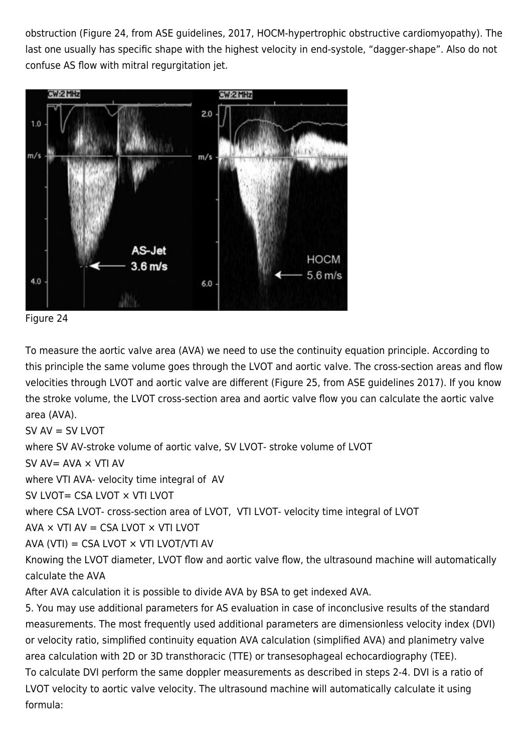obstruction (Figure 24, from ASE guidelines, 2017, HOCM-hypertrophic obstructive cardiomyopathy). The last one usually has specific shape with the highest velocity in end-systole, "dagger-shape". Also do not confuse AS flow with mitral regurgitation jet.

Figure 24

To measure the aortic valve area (AVA) we need to use the continuity equation principle. According to this principle the same volume goes through the LVOT and aortic valve. The cross-section areas and flow velocities through LVOT and aortic valve are different (Figure 25, from ASE guidelines 2017). If you know the stroke volume, the LVOT cross-section area and aortic valve flow you can calculate the aortic valve area (AVA).

SV AV = SV LVOT

where SV AV-stroke volume of aortic valve, SV LVOT- stroke volume of LVOT

SV AV= AVA × VTI AV

where VTI AVA- velocity time integral of AV

SV LVOT= CSA LVOT × VTI LVOT

where CSA LVOT- cross-section area of LVOT, VTI LVOT- velocity time integral of LVOT

AVA × VTI AV = CSA LVOT × VTI LVOT

AVA (VTI) = CSA LVOT × VTI LVOT/VTI AV

Knowing the LVOT diameter, LVOT flow and aortic valve flow, the ultrasound machine will automatically calculate the AVA

After AVA calculation it is possible to divide AVA by BSA to get indexed AVA.

5. You may use additional parameters for AS evaluation in case of inconclusive results of the standard measurements. The most frequently used additional parameters are dimensionless velocity index (DVI) or velocity ratio, simplified continuity equation AVA calculation (simplified AVA) and planimetry valve area calculation with 2D or 3D transthoracic (TTE) or transesophageal echocardiography (TEE).

To calculate DVI perform the same doppler measurements as described in steps 2-4. DVI is a ratio of LVOT velocity to aortic valve velocity. The ultrasound machine will automatically calculate it using formula: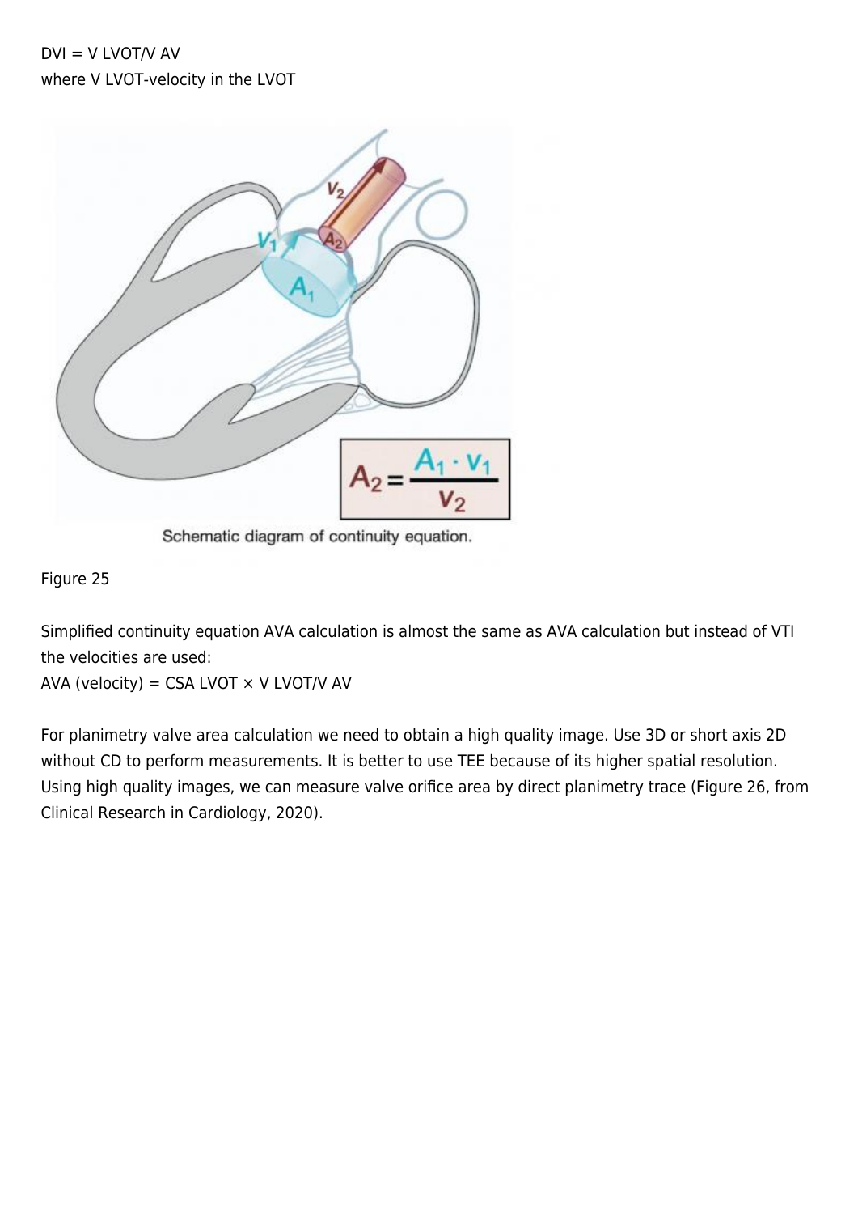DVI = V LVOT/V AV
where V LVOT-velocity in the LVOT

Schematic diagram of continuity equation.

$$A_2 = \frac{A_1 \cdot v_1}{v_2}$$

Figure 25

Simplified continuity equation AVA calculation is almost the same as AVA calculation but instead of VTI the velocities are used:
AVA (velocity) = CSA LVOT × V LVOT/V AV

For planimetry valve area calculation we need to obtain a high quality image. Use 3D or short axis 2D without CD to perform measurements. It is better to use TEE because of its higher spatial resolution. Using high quality images, we can measure valve orifice area by direct planimetry trace (Figure 26, from Clinical Research in Cardiology, 2020).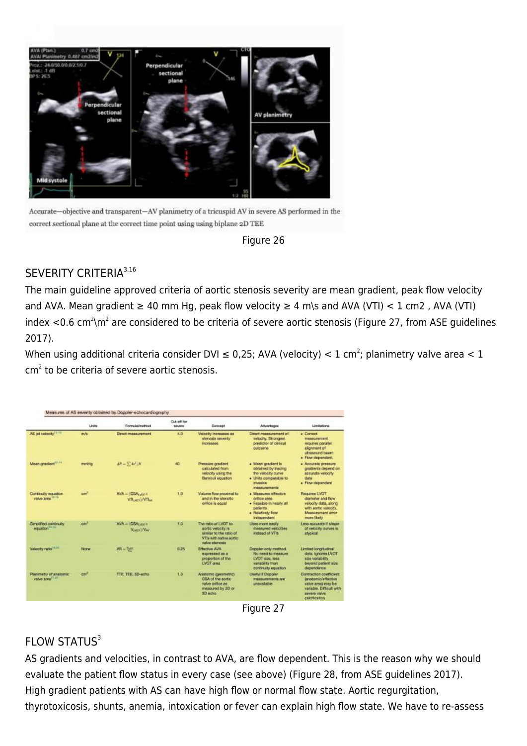Accurate—objective and transparent—AV planimetry of a tricuspid AV in severe AS performed in the correct sectional plane at the correct time point using using biplane 2D TEE

Figure 26

## SEVERITY CRITERIA[3,16]

The main guideline approved criteria of aortic stenosis severity are mean gradient, peak flow velocity and AVA. Mean gradient ≥ 40 mm Hg, peak flow velocity ≥ 4 m\s and AVA (VTI) < 1 cm2 , AVA (VTI) index <0.6 $cm^2$\$m^2$ are considered to be criteria of severe aortic stenosis (Figure 27, from ASE guidelines 2017).

When using additional criteria consider DVI ≤ 0,25; AVA (velocity) < 1 $cm^2$; planimetry valve area < 1 $cm^2$ to be criteria of severe aortic stenosis.

Measures of AS severity obtained by Doppler-echocardiography

| | Units | Formula/method | Cut-off for severe | Concept | Advantages | Limitations |
|---|---|---|---|---|---|---|
| AS jet velocity | m/s | Direct measurement | 4.0 | Velocity increases as stenosis severity increases | Direct measurement of velocity. Strongest predictor of clinical outcome | • Correct measurement requires parallel alignment of ultrasound beam • Flow dependent |
| Mean gradient | mmHg | $\Delta P = \sum 4v^2/N$ | 40 | Pressure gradient calculated from velocity using the Bernoulli equation | • Mean gradient is obtained by tracing the velocity curve • Units comparable to invasive measurements | • Accurate pressure gradients depend on accurate velocity data • Flow dependent |
| Continuity equation valve area | $cm^2$ | $AVA = (CSA_{LVOT} \times VTI_{LVOT})/VTI_{AV}$ | 1.0 | Volume flow proximal to and in the stenotic orifice is equal | • Measures effective orifice area • Feasible in nearly all patients • Relatively flow independent | Requires LVOT diameter and flow velocity data, along with aortic velocity. Measurement error more likely |
| Simplified continuity equation | $cm^2$ | $AVA = (CSA_{LVOT} \times V_{LVOT})/V_{AV}$ | 1.0 | The ratio of LVOT to aortic velocity is similar to the ratio of VTIs with native aortic valve stenosis | Uses more easily measured velocities instead of VTIs | Less accurate if shape of velocity curves is atypical |
| Velocity ratio | None | $VR = \frac{V_{LVOT}}{V_{AV}}$ | 0.25 | Effective AVA expressed as a proportion of the LVOT area | Doppler-only method. No need to measure LVOT size, less variability than continuity equation | Limited longitudinal data. Ignores LVOT size variability beyond patient size dependence |
| Planimetry of anatomic valve area | $cm^2$ | TTE, TEE, 3D-echo | 1.0 | Anatomic (geometric) CSA of the aortic valve orifice as measured by 2D or 3D echo | Useful if Doppler measurements are unavailable | Contraction coefficient (anatomic/effective valve area) may be variable. Difficult with severe valve calcification |

Figure 27

## FLOW STATUS[3]

AS gradients and velocities, in contrast to AVA, are flow dependent. This is the reason why we should evaluate the patient flow status in every case (see above) (Figure 28, from ASE guidelines 2017).

High gradient patients with AS can have high flow or normal flow state. Aortic regurgitation, thyrotoxicosis, shunts, anemia, intoxication or fever can explain high flow state. We have to re-assess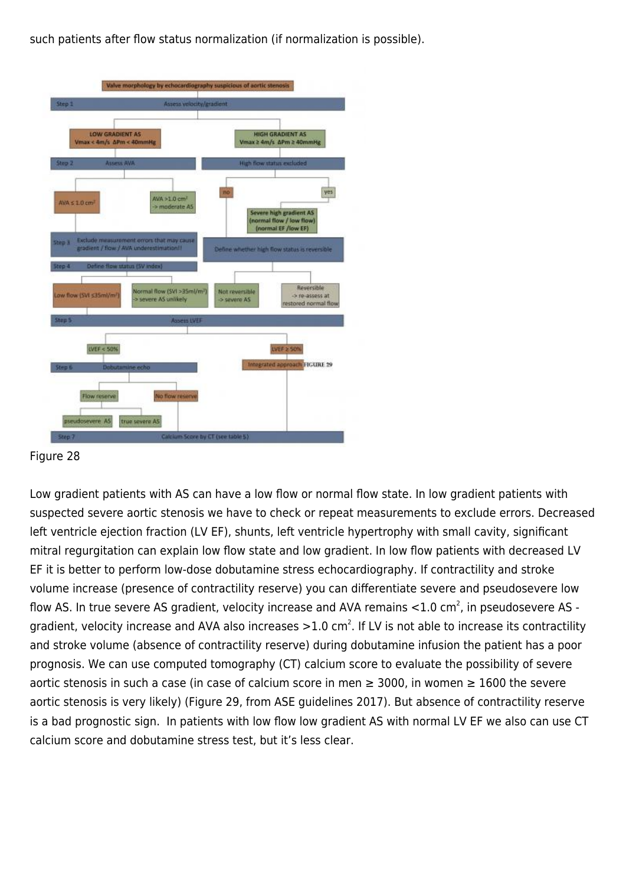such patients after flow status normalization (if normalization is possible).

Figure 28

Low gradient patients with AS can have a low flow or normal flow state. In low gradient patients with suspected severe aortic stenosis we have to check or repeat measurements to exclude errors. Decreased left ventricle ejection fraction (LV EF), shunts, left ventricle hypertrophy with small cavity, significant mitral regurgitation can explain low flow state and low gradient. In low flow patients with decreased LV EF it is better to perform low-dose dobutamine stress echocardiography. If contractility and stroke volume increase (presence of contractility reserve) you can differentiate severe and pseudosevere low flow AS. In true severe AS gradient, velocity increase and AVA remains <1.0 $cm^2$, in pseudosevere AS - gradient, velocity increase and AVA also increases >1.0 $cm^2$. If LV is not able to increase its contractility and stroke volume (absence of contractility reserve) during dobutamine infusion the patient has a poor prognosis. We can use computed tomography (CT) calcium score to evaluate the possibility of severe aortic stenosis in such a case (in case of calcium score in men ≥ 3000, in women ≥ 1600 the severe aortic stenosis is very likely) (Figure 29, from ASE guidelines 2017). But absence of contractility reserve is a bad prognostic sign. In patients with low flow low gradient AS with normal LV EF we also can use CT calcium score and dobutamine stress test, but it's less clear.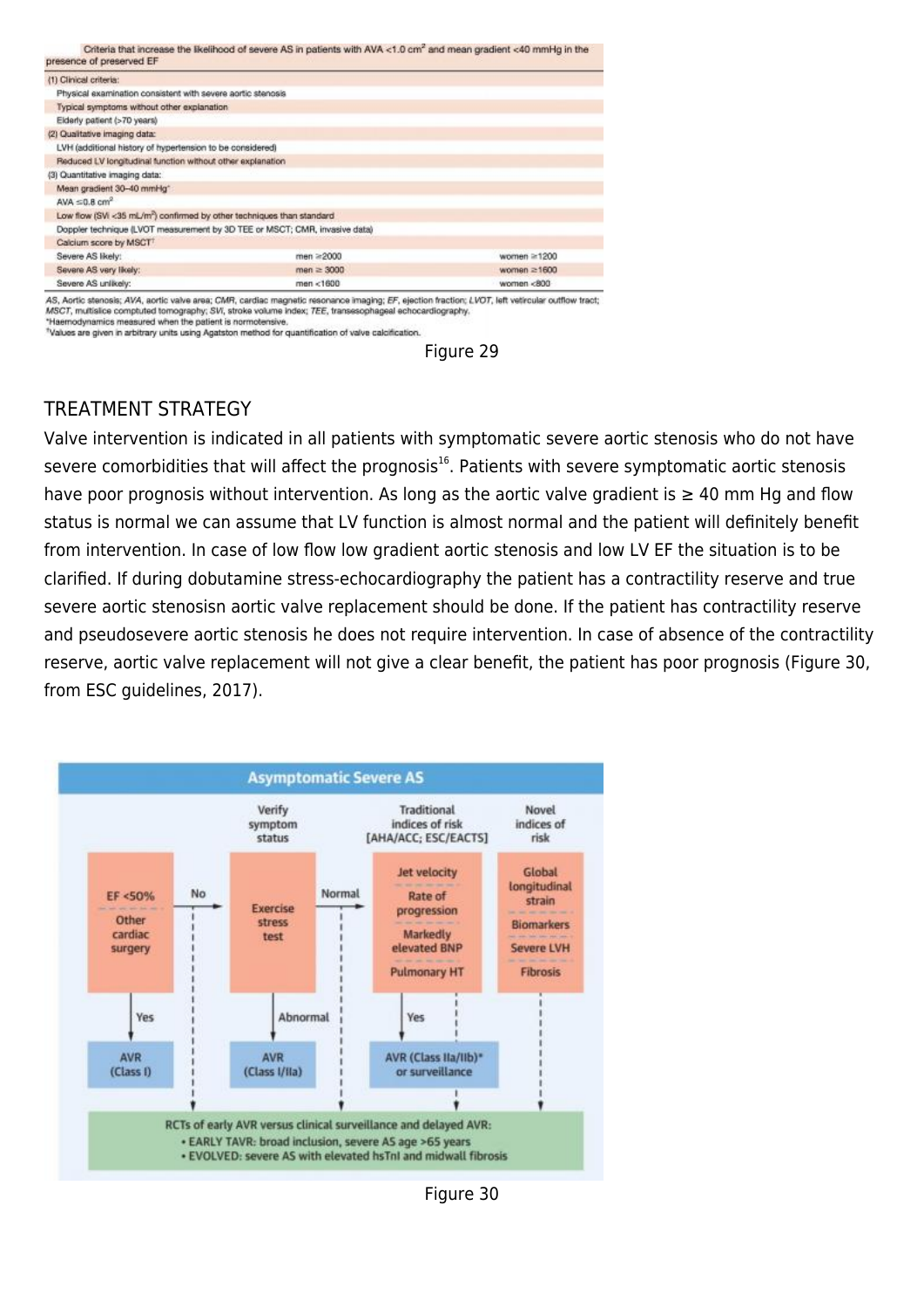| Criteria that increase the likelihood of severe AS in patients with AVA <1.0 cm² and mean gradient <40 mmHg in the presence of preserved EF | | |
|---|---|---|
| (1) Clinical criteria: | | |
| Physical examination consistent with severe aortic stenosis | | |
| Typical symptoms without other explanation | | |
| Elderly patient (>70 years) | | |
| (2) Qualitative imaging data: | | |
| LVH (additional history of hypertension to be considered) | | |
| Reduced LV longitudinal function without other explanation | | |
| (3) Quantitative imaging data: | | |
| Mean gradient 30–40 mmHg* | | |
| AVA ≤0.8 cm² | | |
| Low flow (SVi <35 mL/m²) confirmed by other techniques than standard Doppler technique (LVOT measurement by 3D TEE or MSCT; CMR, invasive data) | | |
| Calcium score by MSCT† | | |
| Severe AS likely: | men ≥2000 | women ≥1200 |
| Severe AS very likely: | men ≥ 3000 | women ≥1600 |
| Severe AS unlikely: | men <1600 | women <800 |

AS, Aortic stenosis; AVA, aortic valve area; CMR, cardiac magnetic resonance imaging; EF, ejection fraction; LVOT, left vetricular outflow tract; MSCT, multislice comptuted tomography; SVi, stroke volume index; TEE, transesophageal echocardiography.
*Haemodynamics measured when the patient is normotensive.
†Values are given in arbitrary units using Agatston method for quantification of valve calcification.

Figure 29

## TREATMENT STRATEGY

Valve intervention is indicated in all patients with symptomatic severe aortic stenosis who do not have severe comorbidities that will affect the prognosis[16]. Patients with severe symptomatic aortic stenosis have poor prognosis without intervention. As long as the aortic valve gradient is ≥ 40 mm Hg and flow status is normal we can assume that LV function is almost normal and the patient will definitely benefit from intervention. In case of low flow low gradient aortic stenosis and low LV EF the situation is to be clarified. If during dobutamine stress-echocardiography the patient has a contractility reserve and true severe aortic stenosisn aortic valve replacement should be done. If the patient has contractility reserve and pseudosevere aortic stenosis he does not require intervention. In case of absence of the contractility reserve, aortic valve replacement will not give a clear benefit, the patient has poor prognosis (Figure 30, from ESC guidelines, 2017).

Figure 30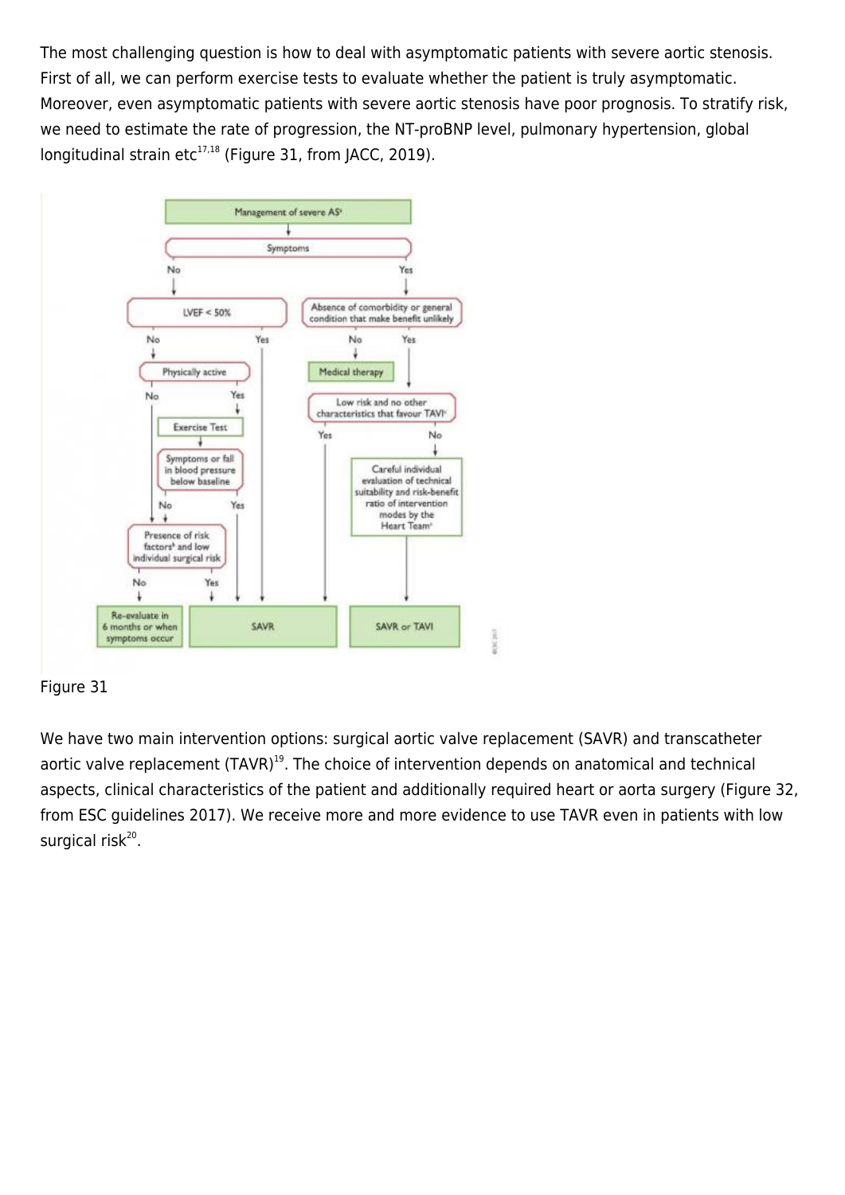The most challenging question is how to deal with asymptomatic patients with severe aortic stenosis. First of all, we can perform exercise tests to evaluate whether the patient is truly asymptomatic. Moreover, even asymptomatic patients with severe aortic stenosis have poor prognosis. To stratify risk, we need to estimate the rate of progression, the NT-proBNP level, pulmonary hypertension, global longitudinal strain etc[17,18] (Figure 31, from JACC, 2019).

Figure 31

We have two main intervention options: surgical aortic valve replacement (SAVR) and transcatheter aortic valve replacement (TAVR)[19]. The choice of intervention depends on anatomical and technical aspects, clinical characteristics of the patient and additionally required heart or aorta surgery (Figure 32, from ESC guidelines 2017). We receive more and more evidence to use TAVR even in patients with low surgical risk[20].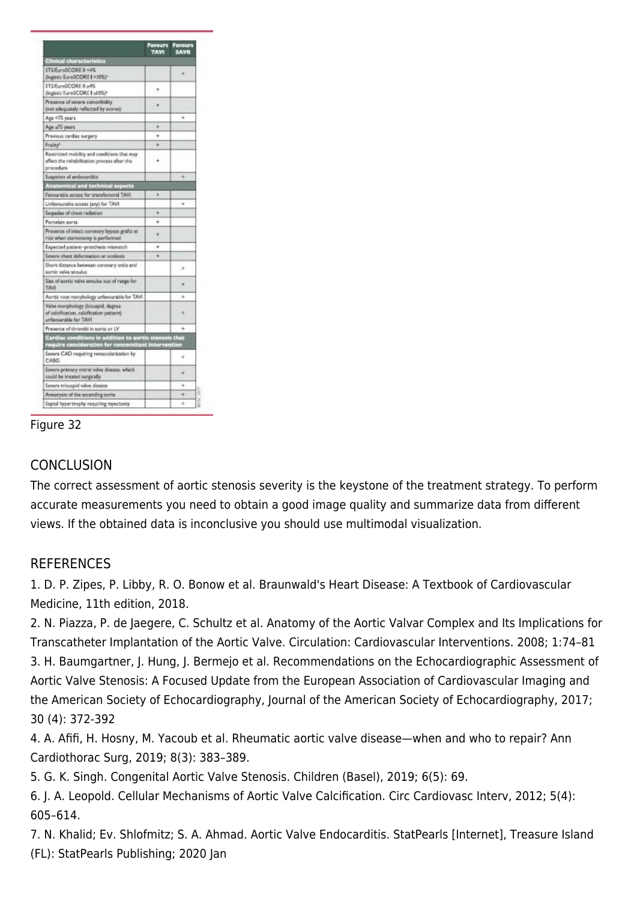| | Favours TAVI | Favours SAVR |
|---|---|---|
| **Clinical characteristics** | | |
| STS/EuroSCORE II <4% (logistic EuroSCORE I <10%)[a] | | + |
| STS/EuroSCORE II ≥4% (logistic EuroSCORE I ≥10%)[a] | + | |
| Presence of severe comorbidity (not adequately reflected by scores) | + | |
| Age <75 years | | + |
| Age ≥75 years | + | |
| Previous cardiac surgery | + | |
| Frailty[b] | + | |
| Restricted mobility and conditions that may affect the rehabilitation process after the procedure | + | |
| Suspicion of endocarditis | | + |
| **Anatomical and technical aspects** | | |
| Favourable access for transfemoral TAVI | + | |
| Unfavourable access (any) for TAVI | | + |
| Sequelae of chest radiation | + | |
| Porcelain aorta | + | |
| Presence of intact coronary bypass grafts at risk when sternotomy is performed | + | |
| Expected patient–prosthesis mismatch | + | |
| Severe chest deformation or scoliosis | + | |
| Short distance between coronary ostia and aortic valve annulus | | + |
| Size of aortic valve annulus out of range for TAVI | | + |
| Aortic root morphology unfavourable for TAVI | | + |
| Valve morphology (bicuspid, degree of calcification, calcification pattern) unfavourable for TAVI | | + |
| Presence of thrombi in aorta or LV | | + |
| **Cardiac conditions in addition to aortic stenosis that require consideration for concomitant intervention** | | |
| Severe CAD requiring revascularization by CABG | | + |
| Severe primary mitral valve disease, which could be treated surgically | | + |
| Severe tricuspid valve disease | | + |
| Aneurysm of the ascending aorta | | + |
| Septal hypertrophy requiring myectomy | | + |

©ESC 2017

Figure 32

## CONCLUSION

The correct assessment of aortic stenosis severity is the keystone of the treatment strategy. To perform accurate measurements you need to obtain a good image quality and summarize data from different views. If the obtained data is inconclusive you should use multimodal visualization.

## REFERENCES

1. D. P. Zipes, P. Libby, R. O. Bonow et al. Braunwald's Heart Disease: A Textbook of Cardiovascular Medicine, 11th edition, 2018.
2. N. Piazza, P. de Jaegere, C. Schultz et al. Anatomy of the Aortic Valvar Complex and Its Implications for Transcatheter Implantation of the Aortic Valve. Circulation: Cardiovascular Interventions. 2008; 1:74–81
3. H. Baumgartner, J. Hung, J. Bermejo et al. Recommendations on the Echocardiographic Assessment of Aortic Valve Stenosis: A Focused Update from the European Association of Cardiovascular Imaging and the American Society of Echocardiography, Journal of the American Society of Echocardiography, 2017; 30 (4): 372-392
4. A. Afifi, H. Hosny, M. Yacoub et al. Rheumatic aortic valve disease—when and who to repair? Ann Cardiothorac Surg, 2019; 8(3): 383–389.
5. G. K. Singh. Congenital Aortic Valve Stenosis. Children (Basel), 2019; 6(5): 69.
6. J. A. Leopold. Cellular Mechanisms of Aortic Valve Calcification. Circ Cardiovasc Interv, 2012; 5(4): 605–614.
7. N. Khalid; Ev. Shlofmitz; S. A. Ahmad. Aortic Valve Endocarditis. StatPearls [Internet], Treasure Island (FL): StatPearls Publishing; 2020 Jan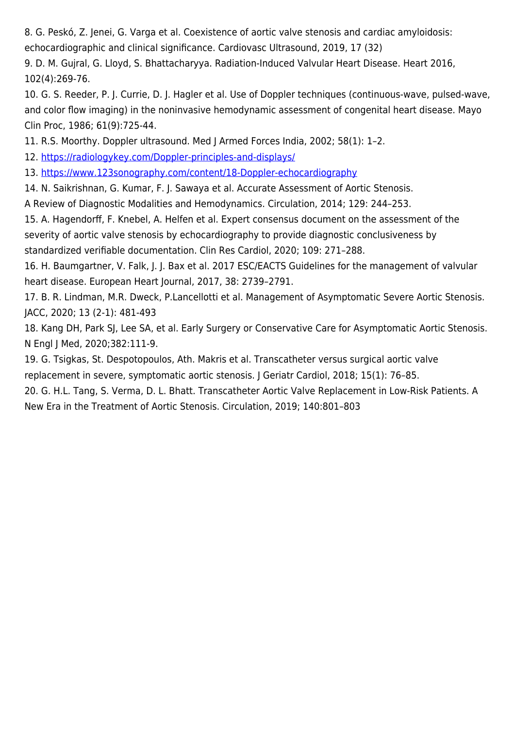8. G. Peskó, Z. Jenei, G. Varga et al. Coexistence of aortic valve stenosis and cardiac amyloidosis: echocardiographic and clinical significance. Cardiovasc Ultrasound, 2019, 17 (32)

9. D. M. Gujral, G. Lloyd, S. Bhattacharyya. Radiation-Induced Valvular Heart Disease. Heart 2016, 102(4):269-76.

10. G. S. Reeder, P. J. Currie, D. J. Hagler et al. Use of Doppler techniques (continuous-wave, pulsed-wave, and color flow imaging) in the noninvasive hemodynamic assessment of congenital heart disease. Mayo Clin Proc, 1986; 61(9):725-44.

11. R.S. Moorthy. Doppler ultrasound. Med J Armed Forces India, 2002; 58(1): 1–2.

12. https://radiologykey.com/Doppler-principles-and-displays/

13. https://www.123sonography.com/content/18-Doppler-echocardiography

14. N. Saikrishnan, G. Kumar, F. J. Sawaya et al. Accurate Assessment of Aortic Stenosis. A Review of Diagnostic Modalities and Hemodynamics. Circulation, 2014; 129: 244–253.

15. A. Hagendorff, F. Knebel, A. Helfen et al. Expert consensus document on the assessment of the severity of aortic valve stenosis by echocardiography to provide diagnostic conclusiveness by standardized verifiable documentation. Clin Res Cardiol, 2020; 109: 271–288.

16. H. Baumgartner, V. Falk, J. J. Bax et al. 2017 ESC/EACTS Guidelines for the management of valvular heart disease. European Heart Journal, 2017, 38: 2739–2791.

17. B. R. Lindman, M.R. Dweck, P.Lancellotti et al. Management of Asymptomatic Severe Aortic Stenosis. JACC, 2020; 13 (2-1): 481-493

18. Kang DH, Park SJ, Lee SA, et al. Early Surgery or Conservative Care for Asymptomatic Aortic Stenosis. N Engl J Med, 2020;382:111-9.

19. G. Tsigkas, St. Despotopoulos, Ath. Makris et al. Transcatheter versus surgical aortic valve replacement in severe, symptomatic aortic stenosis. J Geriatr Cardiol, 2018; 15(1): 76–85.

20. G. H.L. Tang, S. Verma, D. L. Bhatt. Transcatheter Aortic Valve Replacement in Low-Risk Patients. A New Era in the Treatment of Aortic Stenosis. Circulation, 2019; 140:801–803